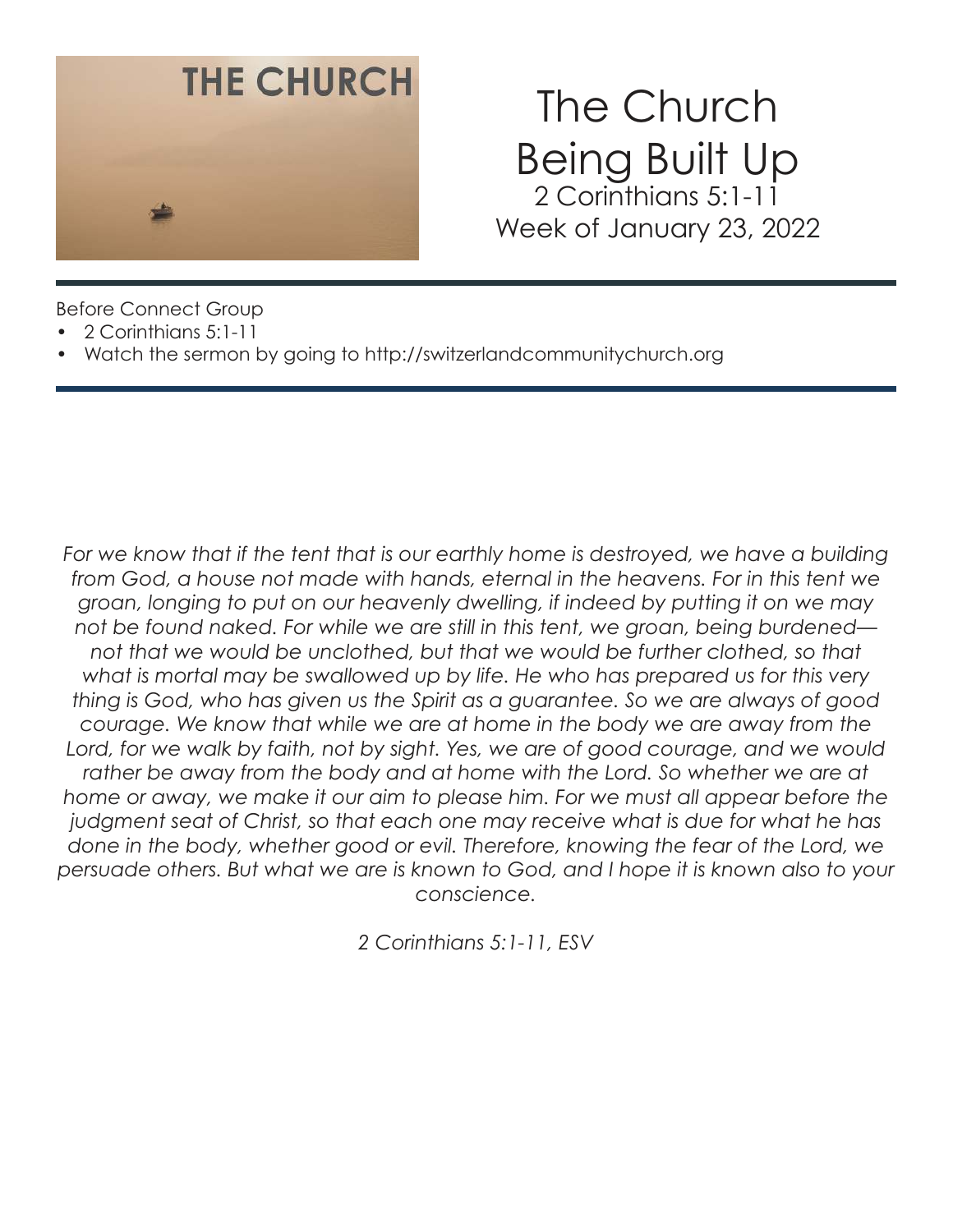THE CHURCH

# The Church Being Built Up

2 Corinthians 5:1-11
Week of January 23, 2022

Before Connect Group

- 2 Corinthians 5:1-11
- Watch the sermon by going to http://switzerlandcommunitychurch.org

*For we know that if the tent that is our earthly home is destroyed, we have a building from God, a house not made with hands, eternal in the heavens. For in this tent we groan, longing to put on our heavenly dwelling, if indeed by putting it on we may not be found naked. For while we are still in this tent, we groan, being burdened—not that we would be unclothed, but that we would be further clothed, so that what is mortal may be swallowed up by life. He who has prepared us for this very thing is God, who has given us the Spirit as a guarantee. So we are always of good courage. We know that while we are at home in the body we are away from the Lord, for we walk by faith, not by sight. Yes, we are of good courage, and we would rather be away from the body and at home with the Lord. So whether we are at home or away, we make it our aim to please him. For we must all appear before the judgment seat of Christ, so that each one may receive what is due for what he has done in the body, whether good or evil. Therefore, knowing the fear of the Lord, we persuade others. But what we are is known to God, and I hope it is known also to your conscience.*

*2 Corinthians 5:1-11, ESV*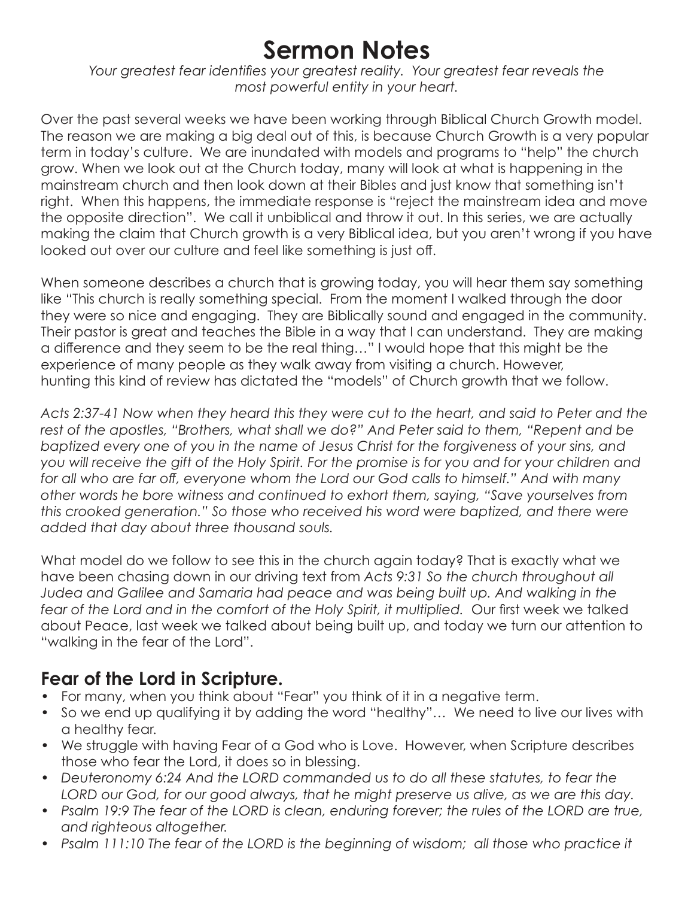# Sermon Notes

*Your greatest fear identifies your greatest reality. Your greatest fear reveals the most powerful entity in your heart.*

Over the past several weeks we have been working through Biblical Church Growth model. The reason we are making a big deal out of this, is because Church Growth is a very popular term in today's culture. We are inundated with models and programs to "help" the church grow. When we look out at the Church today, many will look at what is happening in the mainstream church and then look down at their Bibles and just know that something isn't right. When this happens, the immediate response is "reject the mainstream idea and move the opposite direction". We call it unbiblical and throw it out. In this series, we are actually making the claim that Church growth is a very Biblical idea, but you aren't wrong if you have looked out over our culture and feel like something is just off.

When someone describes a church that is growing today, you will hear them say something like "This church is really something special. From the moment I walked through the door they were so nice and engaging. They are Biblically sound and engaged in the community. Their pastor is great and teaches the Bible in a way that I can understand. They are making a difference and they seem to be the real thing…" I would hope that this might be the experience of many people as they walk away from visiting a church. However, hunting this kind of review has dictated the "models" of Church growth that we follow.

*Acts 2:37-41 Now when they heard this they were cut to the heart, and said to Peter and the rest of the apostles, "Brothers, what shall we do?" And Peter said to them, "Repent and be baptized every one of you in the name of Jesus Christ for the forgiveness of your sins, and you will receive the gift of the Holy Spirit. For the promise is for you and for your children and for all who are far off, everyone whom the Lord our God calls to himself." And with many other words he bore witness and continued to exhort them, saying, "Save yourselves from this crooked generation." So those who received his word were baptized, and there were added that day about three thousand souls.*

What model do we follow to see this in the church again today? That is exactly what we have been chasing down in our driving text from *Acts 9:31 So the church throughout all Judea and Galilee and Samaria had peace and was being built up. And walking in the fear of the Lord and in the comfort of the Holy Spirit, it multiplied.* Our first week we talked about Peace, last week we talked about being built up, and today we turn our attention to "walking in the fear of the Lord".

## Fear of the Lord in Scripture.

- For many, when you think about "Fear" you think of it in a negative term.
- So we end up qualifying it by adding the word "healthy"… We need to live our lives with a healthy fear.
- We struggle with having Fear of a God who is Love. However, when Scripture describes those who fear the Lord, it does so in blessing.
- *Deuteronomy 6:24 And the LORD commanded us to do all these statutes, to fear the LORD our God, for our good always, that he might preserve us alive, as we are this day.*
- *Psalm 19:9 The fear of the LORD is clean, enduring forever; the rules of the LORD are true, and righteous altogether.*
- *Psalm 111:10 The fear of the LORD is the beginning of wisdom; all those who practice it*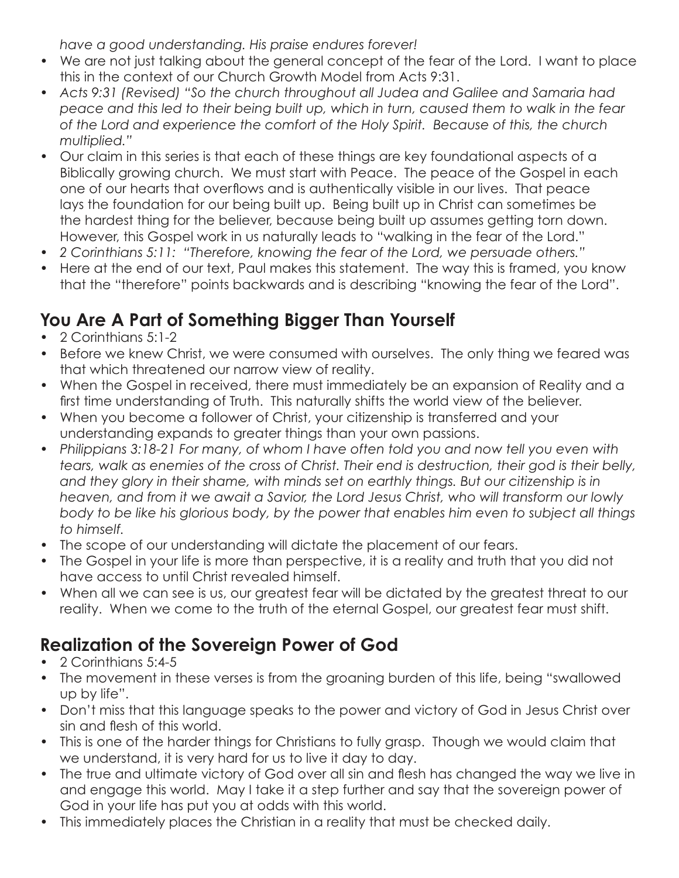*have a good understanding. His praise endures forever!*

- We are not just talking about the general concept of the fear of the Lord. I want to place this in the context of our Church Growth Model from Acts 9:31.
- *Acts 9:31 (Revised) "So the church throughout all Judea and Galilee and Samaria had peace and this led to their being built up, which in turn, caused them to walk in the fear of the Lord and experience the comfort of the Holy Spirit. Because of this, the church multiplied."*
- Our claim in this series is that each of these things are key foundational aspects of a Biblically growing church. We must start with Peace. The peace of the Gospel in each one of our hearts that overflows and is authentically visible in our lives. That peace lays the foundation for our being built up. Being built up in Christ can sometimes be the hardest thing for the believer, because being built up assumes getting torn down. However, this Gospel work in us naturally leads to "walking in the fear of the Lord."
- *2 Corinthians 5:11: "Therefore, knowing the fear of the Lord, we persuade others."*
- Here at the end of our text, Paul makes this statement. The way this is framed, you know that the "therefore" points backwards and is describing "knowing the fear of the Lord".

## You Are A Part of Something Bigger Than Yourself

- 2 Corinthians 5:1-2
- Before we knew Christ, we were consumed with ourselves. The only thing we feared was that which threatened our narrow view of reality.
- When the Gospel in received, there must immediately be an expansion of Reality and a first time understanding of Truth. This naturally shifts the world view of the believer.
- When you become a follower of Christ, your citizenship is transferred and your understanding expands to greater things than your own passions.
- *Philippians 3:18-21 For many, of whom I have often told you and now tell you even with tears, walk as enemies of the cross of Christ. Their end is destruction, their god is their belly, and they glory in their shame, with minds set on earthly things. But our citizenship is in heaven, and from it we await a Savior, the Lord Jesus Christ, who will transform our lowly body to be like his glorious body, by the power that enables him even to subject all things to himself.*
- The scope of our understanding will dictate the placement of our fears.
- The Gospel in your life is more than perspective, it is a reality and truth that you did not have access to until Christ revealed himself.
- When all we can see is us, our greatest fear will be dictated by the greatest threat to our reality. When we come to the truth of the eternal Gospel, our greatest fear must shift.

## Realization of the Sovereign Power of God

- 2 Corinthians 5:4-5
- The movement in these verses is from the groaning burden of this life, being "swallowed up by life".
- Don't miss that this language speaks to the power and victory of God in Jesus Christ over sin and flesh of this world.
- This is one of the harder things for Christians to fully grasp. Though we would claim that we understand, it is very hard for us to live it day to day.
- The true and ultimate victory of God over all sin and flesh has changed the way we live in and engage this world. May I take it a step further and say that the sovereign power of God in your life has put you at odds with this world.
- This immediately places the Christian in a reality that must be checked daily.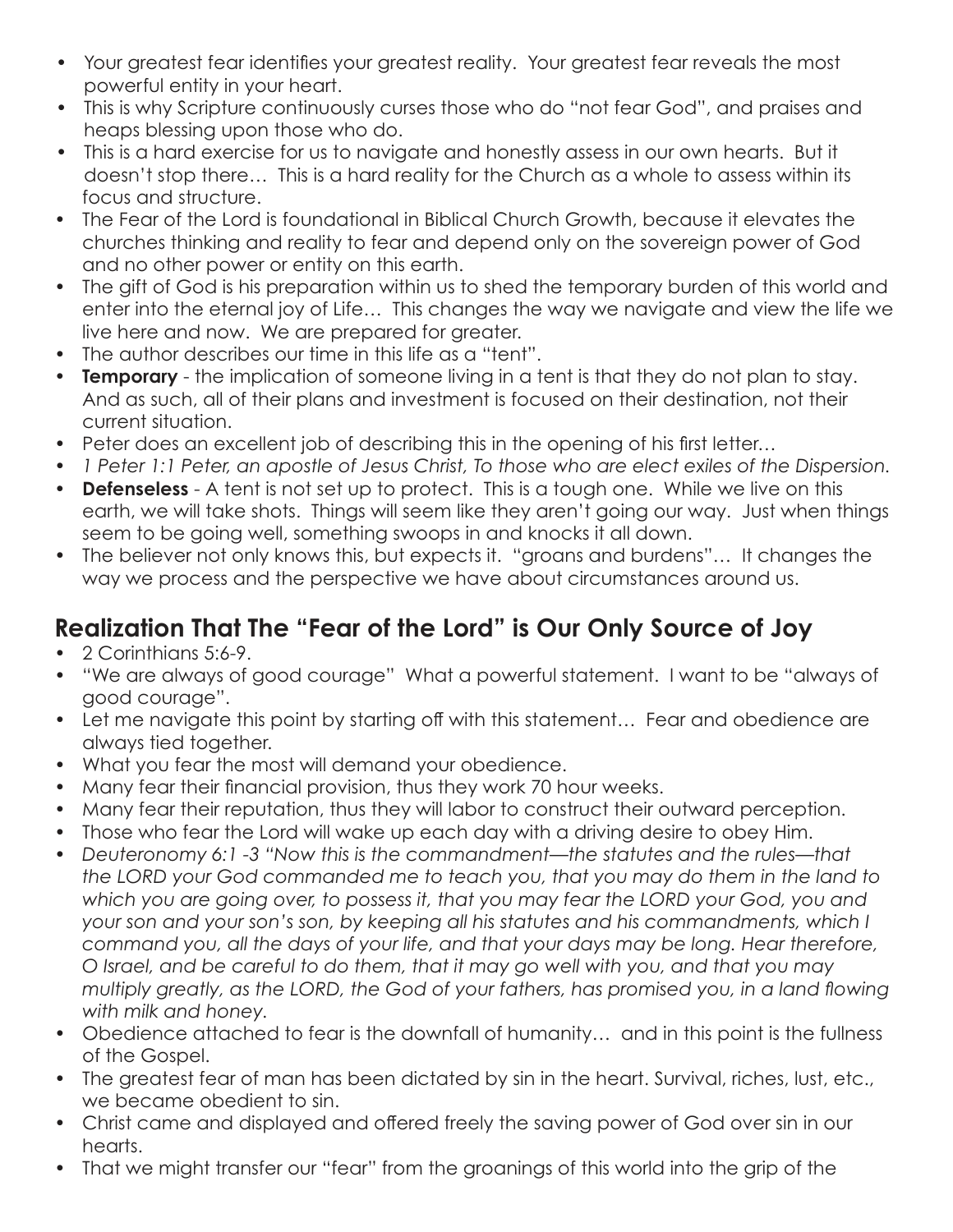- Your greatest fear identifies your greatest reality. Your greatest fear reveals the most powerful entity in your heart.
- This is why Scripture continuously curses those who do "not fear God", and praises and heaps blessing upon those who do.
- This is a hard exercise for us to navigate and honestly assess in our own hearts. But it doesn't stop there… This is a hard reality for the Church as a whole to assess within its focus and structure.
- The Fear of the Lord is foundational in Biblical Church Growth, because it elevates the churches thinking and reality to fear and depend only on the sovereign power of God and no other power or entity on this earth.
- The gift of God is his preparation within us to shed the temporary burden of this world and enter into the eternal joy of Life… This changes the way we navigate and view the life we live here and now. We are prepared for greater.
- The author describes our time in this life as a "tent".
- **Temporary** - the implication of someone living in a tent is that they do not plan to stay. And as such, all of their plans and investment is focused on their destination, not their current situation.
- Peter does an excellent job of describing this in the opening of his first letter…
- *1 Peter 1:1 Peter, an apostle of Jesus Christ, To those who are elect exiles of the Dispersion.*
- **Defenseless** - A tent is not set up to protect. This is a tough one. While we live on this earth, we will take shots. Things will seem like they aren't going our way. Just when things seem to be going well, something swoops in and knocks it all down.
- The believer not only knows this, but expects it. "groans and burdens"… It changes the way we process and the perspective we have about circumstances around us.

## Realization That The "Fear of the Lord" is Our Only Source of Joy

- 2 Corinthians 5:6-9.
- "We are always of good courage" What a powerful statement. I want to be "always of good courage".
- Let me navigate this point by starting off with this statement… Fear and obedience are always tied together.
- What you fear the most will demand your obedience.
- Many fear their financial provision, thus they work 70 hour weeks.
- Many fear their reputation, thus they will labor to construct their outward perception.
- Those who fear the Lord will wake up each day with a driving desire to obey Him.
- *Deuteronomy 6:1 -3 "Now this is the commandment—the statutes and the rules—that the LORD your God commanded me to teach you, that you may do them in the land to which you are going over, to possess it, that you may fear the LORD your God, you and your son and your son's son, by keeping all his statutes and his commandments, which I command you, all the days of your life, and that your days may be long. Hear therefore, O Israel, and be careful to do them, that it may go well with you, and that you may multiply greatly, as the LORD, the God of your fathers, has promised you, in a land flowing with milk and honey.*
- Obedience attached to fear is the downfall of humanity… and in this point is the fullness of the Gospel.
- The greatest fear of man has been dictated by sin in the heart. Survival, riches, lust, etc., we became obedient to sin.
- Christ came and displayed and offered freely the saving power of God over sin in our hearts.
- That we might transfer our "fear" from the groanings of this world into the grip of the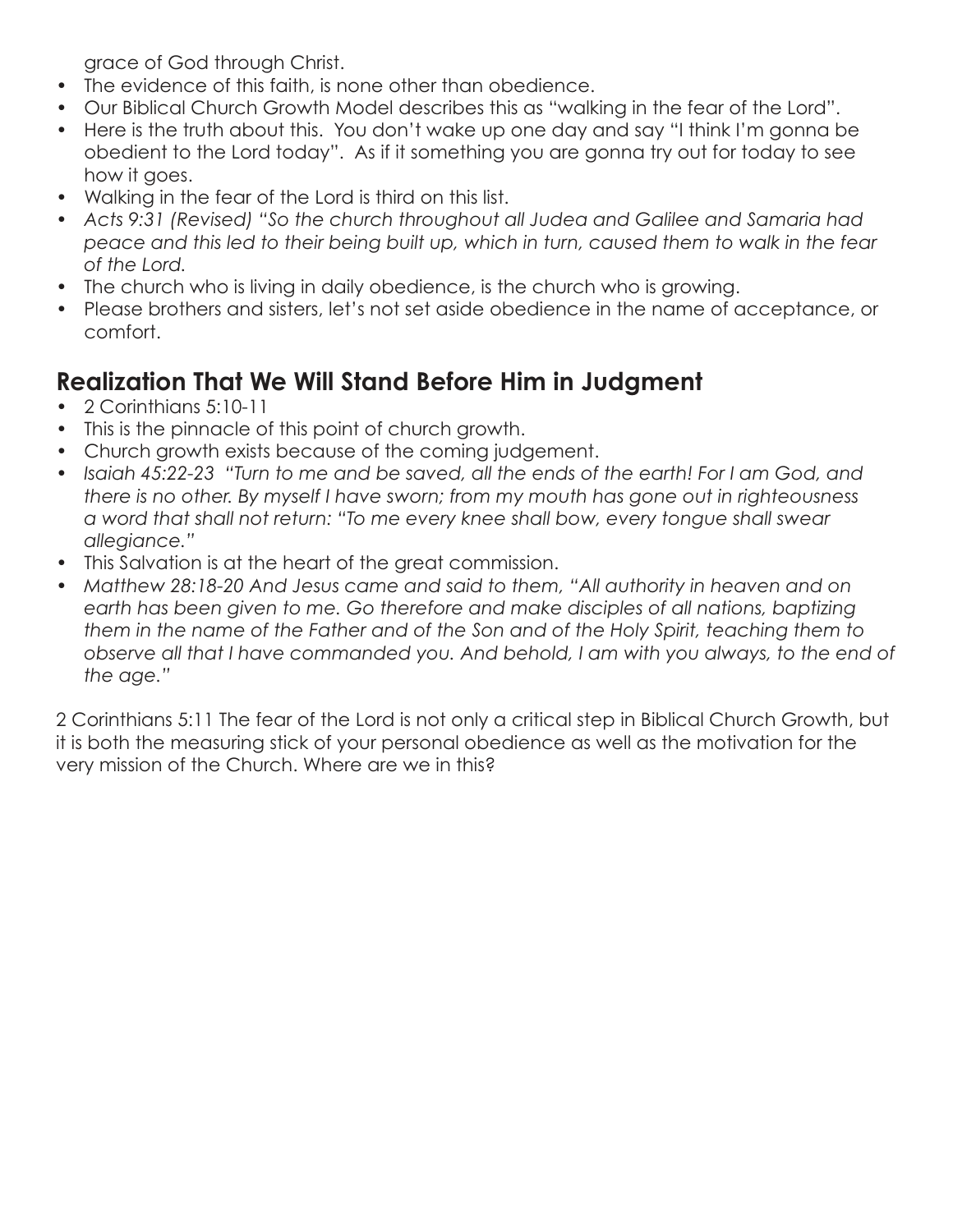grace of God through Christ.

- The evidence of this faith, is none other than obedience.
- Our Biblical Church Growth Model describes this as "walking in the fear of the Lord".
- Here is the truth about this. You don't wake up one day and say "I think I'm gonna be obedient to the Lord today". As if it something you are gonna try out for today to see how it goes.
- Walking in the fear of the Lord is third on this list.
- *Acts 9:31 (Revised) "So the church throughout all Judea and Galilee and Samaria had peace and this led to their being built up, which in turn, caused them to walk in the fear of the Lord.*
- The church who is living in daily obedience, is the church who is growing.
- Please brothers and sisters, let's not set aside obedience in the name of acceptance, or comfort.

## Realization That We Will Stand Before Him in Judgment

- 2 Corinthians 5:10-11
- This is the pinnacle of this point of church growth.
- Church growth exists because of the coming judgement.
- *Isaiah 45:22-23 "Turn to me and be saved, all the ends of the earth! For I am God, and there is no other. By myself I have sworn; from my mouth has gone out in righteousness a word that shall not return: "To me every knee shall bow, every tongue shall swear allegiance."*
- This Salvation is at the heart of the great commission.
- *Matthew 28:18-20 And Jesus came and said to them, "All authority in heaven and on earth has been given to me. Go therefore and make disciples of all nations, baptizing them in the name of the Father and of the Son and of the Holy Spirit, teaching them to observe all that I have commanded you. And behold, I am with you always, to the end of the age."*

2 Corinthians 5:11 The fear of the Lord is not only a critical step in Biblical Church Growth, but it is both the measuring stick of your personal obedience as well as the motivation for the very mission of the Church. Where are we in this?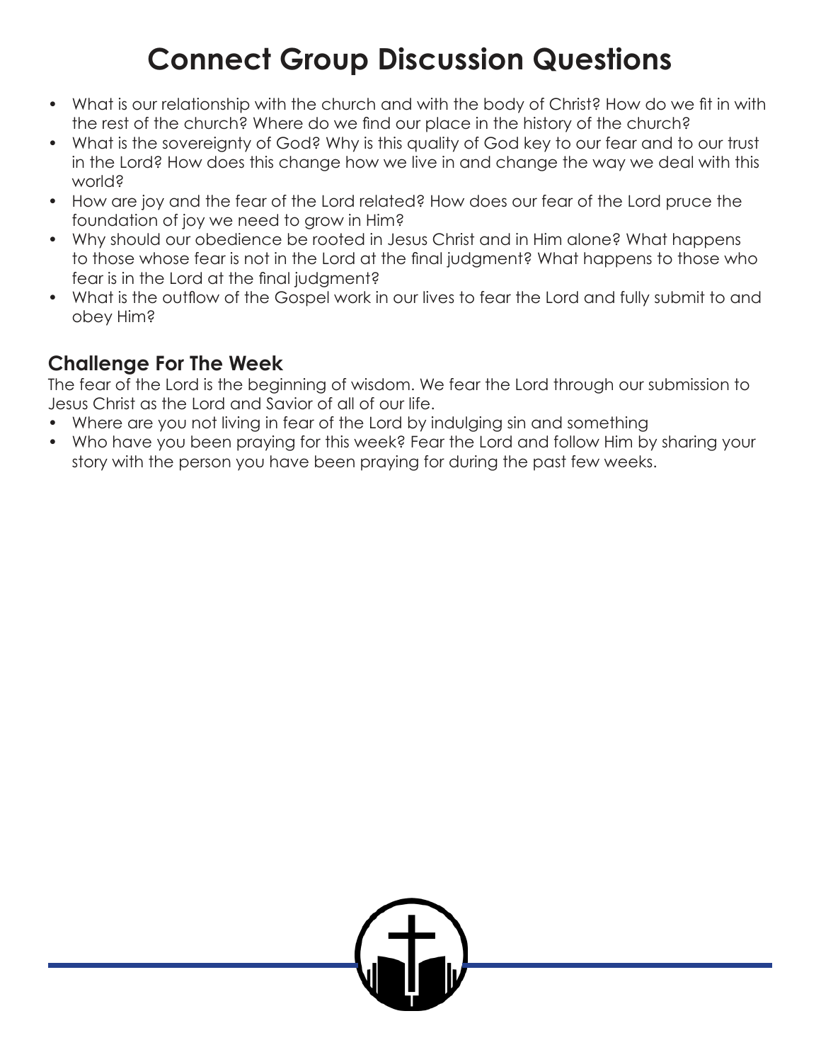# Connect Group Discussion Questions

- What is our relationship with the church and with the body of Christ? How do we fit in with the rest of the church? Where do we find our place in the history of the church?
- What is the sovereignty of God? Why is this quality of God key to our fear and to our trust in the Lord? How does this change how we live in and change the way we deal with this world?
- How are joy and the fear of the Lord related? How does our fear of the Lord pruce the foundation of joy we need to grow in Him?
- Why should our obedience be rooted in Jesus Christ and in Him alone? What happens to those whose fear is not in the Lord at the final judgment? What happens to those who fear is in the Lord at the final judgment?
- What is the outflow of the Gospel work in our lives to fear the Lord and fully submit to and obey Him?

## Challenge For The Week

The fear of the Lord is the beginning of wisdom. We fear the Lord through our submission to Jesus Christ as the Lord and Savior of all of our life.

- Where are you not living in fear of the Lord by indulging sin and something
- Who have you been praying for this week? Fear the Lord and follow Him by sharing your story with the person you have been praying for during the past few weeks.